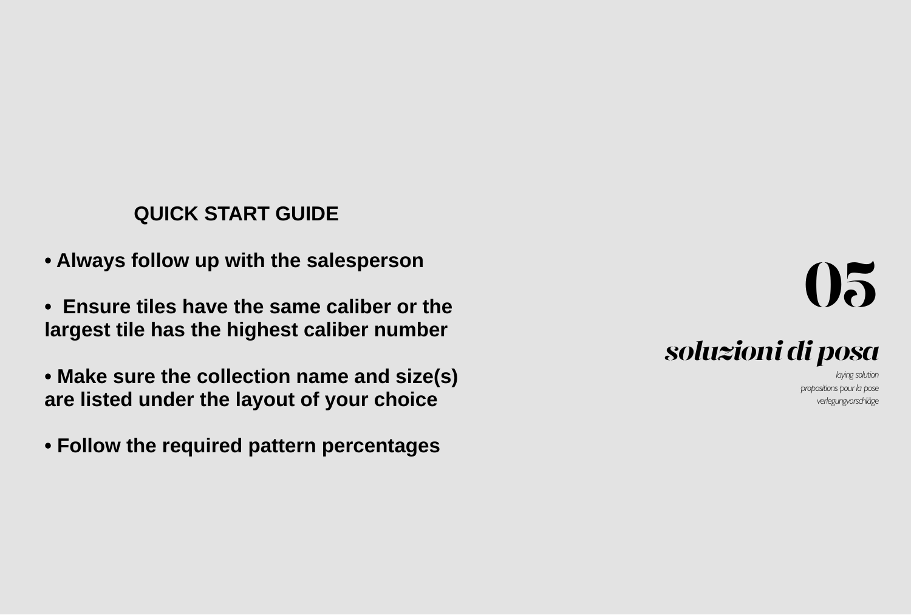## QUICK START GUIDE

- **Always follow up with the salesperson**
- **Ensure tiles have the same caliber or the largest tile has the highest caliber number**
- **Make sure the collection name and size(s) are listed under the layout of your choice**
- **Follow the required pattern percentages**

# 05

## *soluzioni di posa*

*laying solution*
*propositions pour la pose*
*verlegungvorschläge*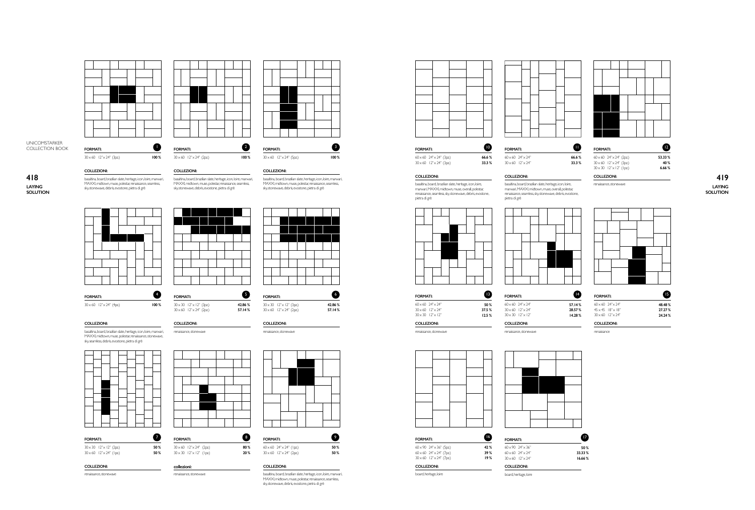UNICOMSTARKER COLLECTION BOOK

**418** LAYING SOLUTION

### 1

| FORMATI: | |
|---|---|
| 30 x 60 12" x 24" (3pz.) | 100 % |

**COLLEZIONI:**

basaltina, board, brazilian slate, heritage, icon, loire, marwari, MAXXI, midtown, muse, polestar, renaissance, seamless, sky, stonewave, debris, evostone, pietra di grè

### 2

| FORMATI: | |
|---|---|
| 30 x 60 12" x 24" (2pz.) | 100 % |

**COLLEZIONI:**

basaltina, board, brazilian slate, heritage, icon, loire, marwari, MAXXI, midtown, muse, polestar, renaissance, seamless, sky, stonewave, debris, evostone, pietra di grè

### 3

| FORMATI: | |
|---|---|
| 30 x 60 12" x 24" (5pz.) | 100 % |

**COLLEZIONI:**

basaltina, board, brazilian slate, heritage, icon, loire, marwari, MAXXI, midtown, muse, polestar, renaissance, seamless, sky, stonewave, debris, evostone, pietra di grè

### 4

| FORMATI: | |
|---|---|
| 30 x 60 12" x 24" (4pz.) | 100 % |

**COLLEZIONI:**

basaltina, board, brazilian slate, heritage, icon, loire, marwari, MAXXI, midtown, muse, polestar, renaissance, stonewave, sky, seamless, debris, evostone, pietra di grè

### 5

| FORMATI: | |
|---|---|
| 30 x 30 12" x 12" (3pz.) | 42.86 % |
| 30 x 60 12" x 24" (2pz.) | 57.14 % |

**COLLEZIONI:**

renaissance, stonewave

### 6

| FORMATI: | |
|---|---|
| 30 x 30 12" x 12" (3pz.) | 42.86 % |
| 30 x 60 12" x 24" (2pz.) | 57.14 % |

**COLLEZIONI:**

renaissance, stonewave

### 7

| FORMATI: | |
|---|---|
| 30 x 30 12" x 12" (2pz.) | 50 % |
| 30 x 60 12" x 24" (1pz.) | 50 % |

**COLLEZIONI:**

renaissance, stonewave

### 8

| FORMATI: | |
|---|---|
| 30 x 60 12" x 24" (2pz.) | 80 % |
| 30 x 30 12" x 12" (1pz.) | 20 % |

**collezioni:**

renaissance, stonewave

### 9

| FORMATI: | |
|---|---|
| 60 x 60 24" x 24" (1pz.) | 50 % |
| 30 x 60 12" x 24" (2pz.) | 50 % |

**COLLEZIONI:**

basaltina, board, brazilian slate, heritage, icon, loire, marwari, MAXXI, midtown, muse, polestar, renaissance, seamless, sky, stonewave, debris, evostone, pietra di grè

**419** LAYING SOLUTION

### 10

| FORMATI: | |
|---|---|
| 60 x 60 24" x 24" (3pz.) | 66.6 % |
| 30 x 60 12" x 24" (3pz.) | 33.3 % |

**COLLEZIONI:**

basaltina, board, brazilian slate, heritage, icon, loire, marwari, MAXXI, midtown, muse, overall, polestar, renaissance, seamless, sky, stonewave, debris, evostone, pietra di grè

### 11

| FORMATI: | |
|---|---|
| 60 x 60 24" x 24" | 66.6 % |
| 30 x 60 12" x 24" | 33.3 % |

**COLLEZIONI:**

basaltina, board, brazilian slate, heritage, icon, loire, marwari, MAXXI, midtown, muse, overall, polestar, renaissance, seamless, sky, stonewave, debris, evostone, pietra di grè

### 12

| FORMATI: | |
|---|---|
| 60 x 60 24" x 24" (2pz.) | 53.33 % |
| 30 x 60 12" x 24" (3pz.) | 40 % |
| 30 x 30 12" x 12" (1pz.) | 6.66 % |

**COLLEZIONI:**

renaissance, stonewave

### 13

| FORMATI: | |
|---|---|
| 60 x 60 24" x 24" | 50 % |
| 30 x 60 12" x 24" | 37.5 % |
| 30 x 30 12" x 12" | 12.5 % |

**COLLEZIONI:**

renaissance, stonewave

### 14

| FORMATI: | |
|---|---|
| 60 x 60 24" x 24" | 57.14 % |
| 30 x 60 12" x 24" | 28.57 % |
| 30 x 30 12" x 12" | 14.28 % |

**COLLEZIONI:**

renaissance, stonewave

### 15

| FORMATI: | |
|---|---|
| 60 x 60 24" x 24" | 48.48 % |
| 45 x 45 18" x 18" | 27.27 % |
| 30 x 60 12" x 24" | 24.24 % |

**COLLEZIONI:**

renaissance

### 16

| FORMATI: | |
|---|---|
| 60 x 90 24" x 36" (5pz.) | 42 % |
| 60 x 60 24" x 24" (7pz.) | 39 % |
| 30 x 60 12" x 24" (7pz.) | 19 % |

**COLLEZIONI:**

board, heritage, loire

### 17

| FORMATI: | |
|---|---|
| 60 x 90 24" x 36" | 50 % |
| 60 x 60 24" x 24" | 33.33 % |
| 30 x 60 12" x 24" | 16.66 % |

**COLLEZIONI:**

board, heritage, loire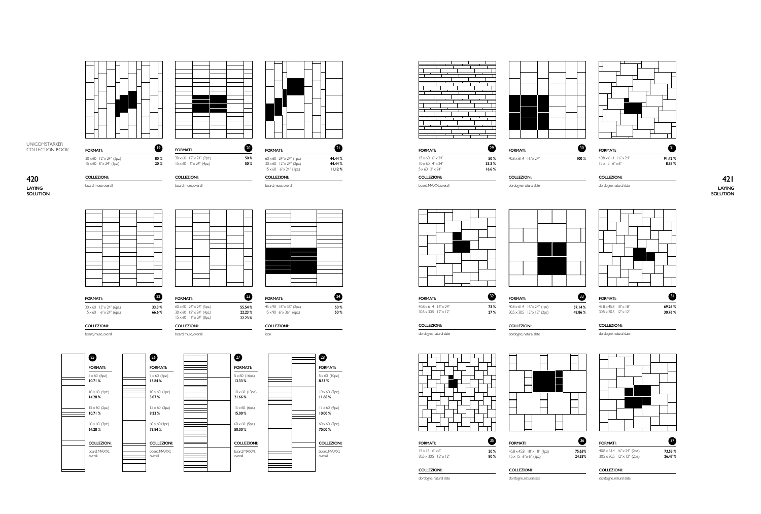## LAYING SOLUTION

### 19

**FORMATI:**

| | |
|---|---|
| 30 x 60 12" x 24" (2pz) | 80 % |
| 15 x 60 6" x 24" (1pz) | 20 % |

**COLLEZIONI:**

board, muse, overall

### 20

**FORMATI:**

| | |
|---|---|
| 30 x 60 12" x 24" (2pz) | 50 % |
| 15 x 60 6" x 24" (4pz) | 50 % |

**COLLEZIONI:**

board, muse, overall

### 21

**FORMATI:**

| | |
|---|---|
| 60 x 60 24" x 24" (1pz) | 44.44 % |
| 30 x 60 12" x 24" (2pz) | 44.44 % |
| 15 x 60 6" x 24" (1pz) | 11.12 % |

**COLLEZIONI:**

board, muse, overall

### 22

**FORMATI:**

| | |
|---|---|
| 30 x 60 12" x 24" (6pz) | 33.3 % |
| 15 x 60 6" x 24" (6pz) | 66.6 % |

**COLLEZIONI:**

board, muse, overall

### 23

**FORMATI:**

| | |
|---|---|
| 60 x 60 24" x 24" (5pz) | 55.54 % |
| 30 x 60 12" x 24" (4pz) | 22.23 % |
| 15 x 60 6" x 24" (8pz) | 22.23 % |

**COLLEZIONI:**

board, muse, overall

### 24

**FORMATI:**

| | |
|---|---|
| 45 x 90 18" x 36" (2pz) | 50 % |
| 15 x 90 6" x 36" (6pz) | 50 % |

**COLLEZIONI:**

icon

### 25

**FORMATI:**

5 x 60 (6pz)
**10.71 %**

10 x 60 (4pz)
**14.28 %**

15 x 60 (2pz)
**10.71 %**

60 x 60 (3pz)
**64.28 %**

**COLLEZIONI:**

board, MAXXI, overall

### 26

**FORMATI:**

5 x 60 (3pz)
**13.84 %**

10 x 60 (1pz)
**3.07 %**

15 x 60 (2pz)
**9.23 %**

60 x 60 (4pz)
**73.84 %**

**COLLEZIONI:**

board, MAXXI, overall

### 27

**FORMATI:**

5 x 60 (16pz)
**13.33 %**

10 x 60 (13pz)
**21.66 %**

15 x 60 (6pz)
**15.00 %**

60 x 60 (5pz)
**50.00 %**

**COLLEZIONI:**

board, MAXXI, overall

### 28

**FORMATI:**

5 x 60 (10pz)
**8.33 %**

10 x 60 (7pz)
**11.66 %**

15 x 60 (4pz)
**10.00 %**

60 x 60 (7pz)
**70.00 %**

**COLLEZIONI:**

board, MAXXI, overall

### 29

**FORMATI:**

| | |
|---|---|
| 15 x 60 6" x 24" | 50 % |
| 10 x 60 4" x 24" | 33.3 % |
| 5 x 60 2" x 24" | 16.6 % |

**COLLEZIONI:**

board, MAXXI, overall

### 30

**FORMATI:**

| | |
|---|---|
| 40.8 x 61.4 16" x 24" | 100 % |

**COLLEZIONI:**

dordogne, natural slate

### 31

**FORMATI:**

| | |
|---|---|
| 40.8 x 61.4 16" x 24" | 91.42 % |
| 15 x 15 6" x 6" | 8.58 % |

**COLLEZIONI:**

dordogne, natural slate

### 32

**FORMATI:**

| | |
|---|---|
| 40.8 x 61.4 16" x 24" | 73 % |
| 30.5 x 30.5 12" x 12" | 27 % |

**COLLEZIONI:**

dordogne, natural slate

### 33

**FORMATI:**

| | |
|---|---|
| 40.8 x 61.4 16" x 24" (1pz) | 57.14 % |
| 30.5 x 30.5 12" x 12" (2pz) | 42.86 % |

**COLLEZIONI:**

dordogne, natural slate

### 34

**FORMATI:**

| | |
|---|---|
| 45.8 x 45.8 18" x 18" | 69.24 % |
| 30.5 x 30.5 12" x 12" | 30.76 % |

**COLLEZIONI:**

dordogne, natural slate

### 35

**FORMATI:**

| | |
|---|---|
| 15 x 15 6" x 6" | 20 % |
| 30.5 x 30.5 12" x 12" | 80 % |

**COLLEZIONI:**

dordogne, natural slate

### 36

**FORMATI:**

| | |
|---|---|
| 45.8 x 45.8 18" x 18" (1pz) | 75.65% |
| 15 x 15 6" x 6" (3pz) | 24.35% |

**COLLEZIONI:**

dordogne, natural slate

### 37

**FORMATI:**

| | |
|---|---|
| 40.8 x 61.4 16" x 24" (2pz) | 73.53 % |
| 30.5 x 30.5 12" x 12" (2pz) | 26.47 % |

**COLLEZIONI:**

dordogne, natural slate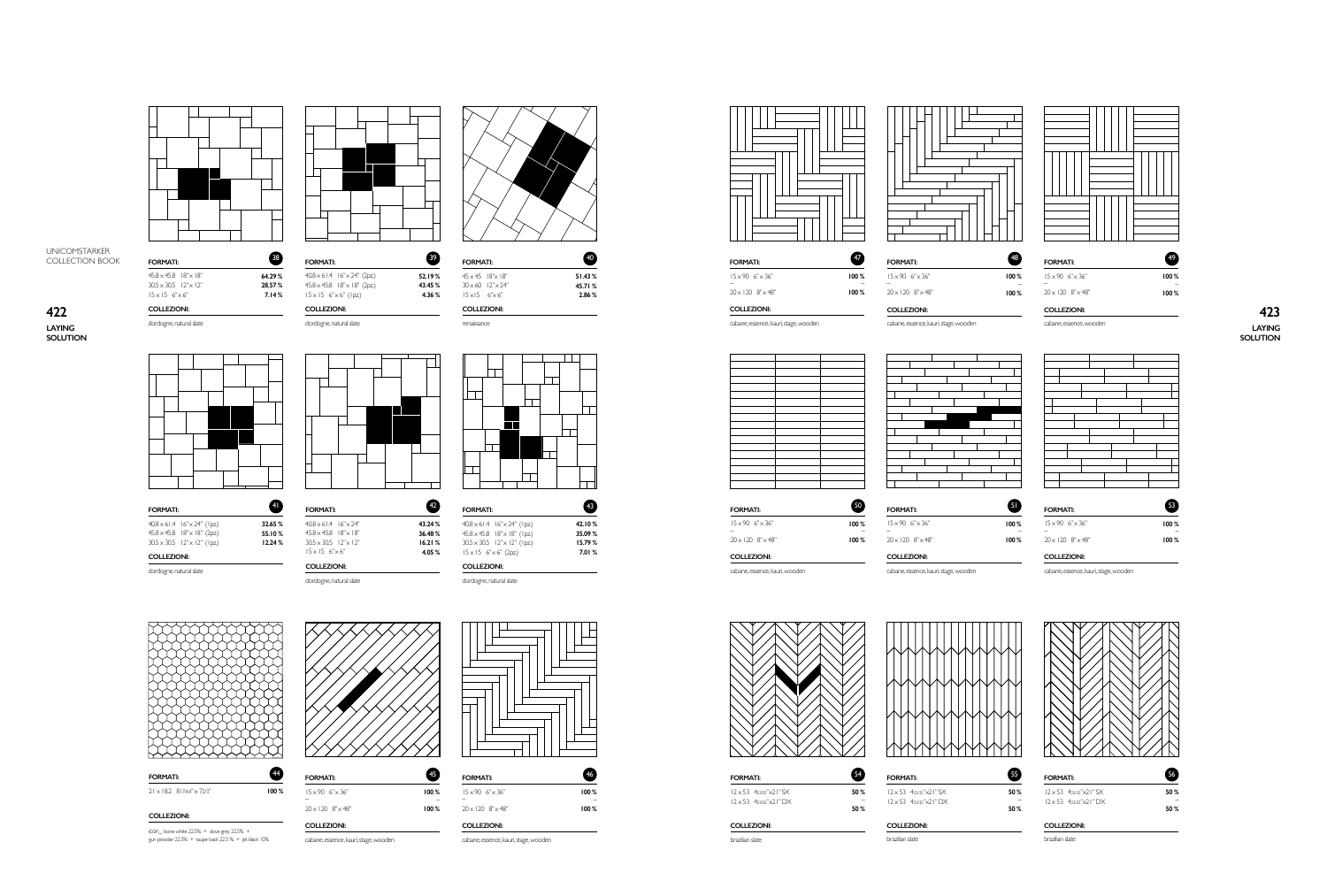UNICOMSTARKER COLLECTION BOOK

## 422 LAYING SOLUTION

### 38

**FORMATI:**

| | |
|---|---|
| 45.8 × 45.8 18" × 18" | 64.29 % |
| 30.5 × 30.5 12" × 12" | 28.57 % |
| 15 × 15 6" × 6" | 7.14 % |

**COLLEZIONI:**

dordogne, natural slate

### 39

**FORMATI:**

| | |
|---|---|
| 40.8 × 61.4 16" × 24" (2pz.) | 52.19 % |
| 45.8 × 45.8 18" × 18" (2pz.) | 43.45 % |
| 15 × 15 6" × 6" (1pz.) | 4.36 % |

**COLLEZIONI:**

dordogne, natural slate

### 40

**FORMATI:**

| | |
|---|---|
| 45 × 45 18" × 18" | 51.43 % |
| 30 × 60 12" × 24" | 45.71 % |
| 15 × 15 6" × 6" | 2.86 % |

**COLLEZIONI:**

renaissance

### 41

**FORMATI:**

| | |
|---|---|
| 40.8 × 61.4 16" × 24" (1pz.) | 32.65 % |
| 45.8 × 45.8 18" × 18" (2pz.) | 55.10 % |
| 30.5 × 30.5 12" × 12" (1pz.) | 12.24 % |

**COLLEZIONI:**

dordogne, natural slate

### 42

**FORMATI:**

| | |
|---|---|
| 40.8 × 61.4 16" × 24" | 43.24 % |
| 45.8 × 45.8 18" × 18" | 36.48 % |
| 30.5 × 30.5 12" × 12" | 16.21 % |
| 15 × 15 6" × 6" | 4.05 % |

**COLLEZIONI:**

dordogne, natural slate

### 43

**FORMATI:**

| | |
|---|---|
| 40.8 × 61.4 16" × 24" (1pz.) | 42.10 % |
| 45.8 × 45.8 18" × 18" (1pz.) | 35.09 % |
| 30.5 × 30.5 12" × 12" (1pz.) | 15.79 % |
| 15 × 15 6" × 6" (2pz.) | 7.01 % |

**COLLEZIONI:**

dordogne, natural slate

### 44

**FORMATI:**

| | |
|---|---|
| 21 × 18.2 8.17/64" × 7.1/3" | 100 % |

**COLLEZIONI:**

icon_ bone white 22.5% + dove grey 22.5% + gun powder 22.5% + taupe back 22.5 % + jet black 10%

### 45

**FORMATI:**

| | |
|---|---|
| 15 × 90 6" × 36" | 100 % |
| 20 × 120 8" × 48" | 100 % |

**COLLEZIONI:**

cabane, essence, kauri, stage, wooden

### 46

**FORMATI:**

| | |
|---|---|
| 15 × 90 6" × 36" | 100 % |
| 20 × 120 8" × 48" | 100 % |

**COLLEZIONI:**

cabane, essence, kauri, stage, wooden

## 423 LAYING SOLUTION

### 47

**FORMATI:**

| | |
|---|---|
| 15 × 90 6" × 36" | 100 % |
| 20 × 120 8" × 48" | 100 % |

**COLLEZIONI:**

cabane, essence, kauri, stage, wooden

### 48

**FORMATI:**

| | |
|---|---|
| 15 × 90 6" × 36" | 100 % |
| 20 × 120 8" × 48" | 100 % |

**COLLEZIONI:**

cabane, essence, kauri, stage, wooden

### 49

**FORMATI:**

| | |
|---|---|
| 15 × 90 6" × 36" | 100 % |
| 20 × 120 8" × 48" | 100 % |

**COLLEZIONI:**

cabane, essence, wooden

### 50

**FORMATI:**

| | |
|---|---|
| 15 × 90 6" × 36" | 100 % |
| 20 × 120 8" × 48" | 100 % |

**COLLEZIONI:**

cabane, essence, kauri, wooden

### 51

**FORMATI:**

| | |
|---|---|
| 15 × 90 6" × 36" | 100 % |
| 20 × 120 8" × 48" | 100 % |

**COLLEZIONI:**

cabane, essence, kauri, stage, wooden

### 53

**FORMATI:**

| | |
|---|---|
| 15 × 90 6" × 36" | 100 % |
| 20 × 120 8" × 48" | 100 % |

**COLLEZIONI:**

cabane, essence, kauri, stage, wooden

### 54

**FORMATI:**

| | |
|---|---|
| 12 × 53 4.23/32" × 21" SX | 50 % |
| 12 × 53 4.23/32" × 21" DX | 50 % |

**COLLEZIONI:**

brazilian slate

### 55

**FORMATI:**

| | |
|---|---|
| 12 × 53 4.23/32" × 21" SX | 50 % |
| 12 × 53 4.23/32" × 21" DX | 50 % |

**COLLEZIONI:**

brazilian slate

### 56

**FORMATI:**

| | |
|---|---|
| 12 × 53 4.23/32" × 21" SX | 50 % |
| 12 × 53 4.23/32" × 21" DX | 50 % |

**COLLEZIONI:**

brazilian slate